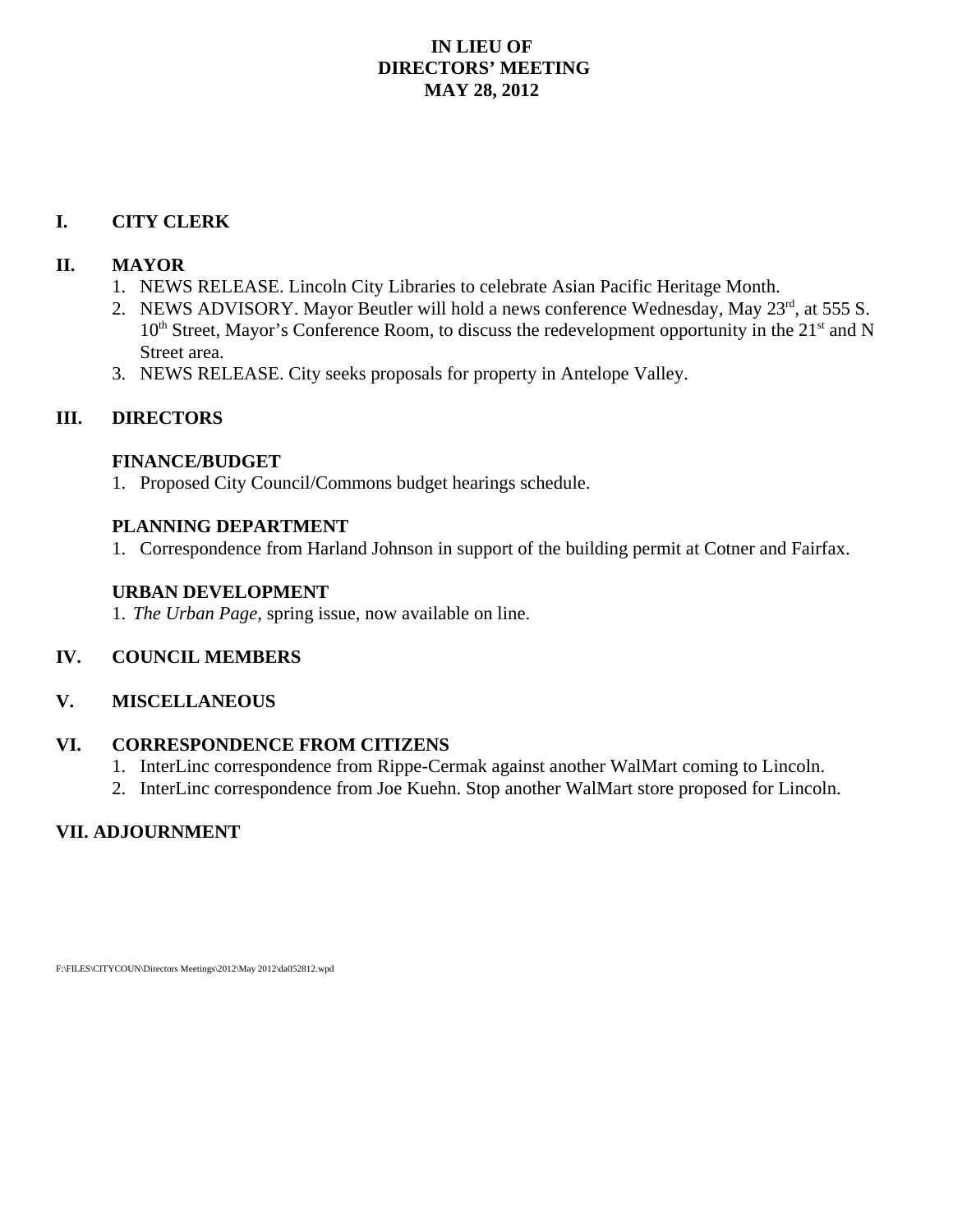# IN LIEU OF
# DIRECTORS' MEETING
# MAY 28, 2012

## I. CITY CLERK

## II. MAYOR

1. NEWS RELEASE. Lincoln City Libraries to celebrate Asian Pacific Heritage Month.
2. NEWS ADVISORY. Mayor Beutler will hold a news conference Wednesday, May 23rd, at 555 S. 10th Street, Mayor's Conference Room, to discuss the redevelopment opportunity in the 21st and N Street area.
3. NEWS RELEASE. City seeks proposals for property in Antelope Valley.

## III. DIRECTORS

### FINANCE/BUDGET

1. Proposed City Council/Commons budget hearings schedule.

### PLANNING DEPARTMENT

1. Correspondence from Harland Johnson in support of the building permit at Cotner and Fairfax.

### URBAN DEVELOPMENT

1. *The Urban Page*, spring issue, now available on line.

## IV. COUNCIL MEMBERS

## V. MISCELLANEOUS

## VI. CORRESPONDENCE FROM CITIZENS

1. InterLinc correspondence from Rippe-Cermak against another WalMart coming to Lincoln.
2. InterLinc correspondence from Joe Kuehn. Stop another WalMart store proposed for Lincoln.

## VII. ADJOURNMENT

F:\FILES\CITYCOUN\Directors Meetings\2012\May 2012\da052812.wpd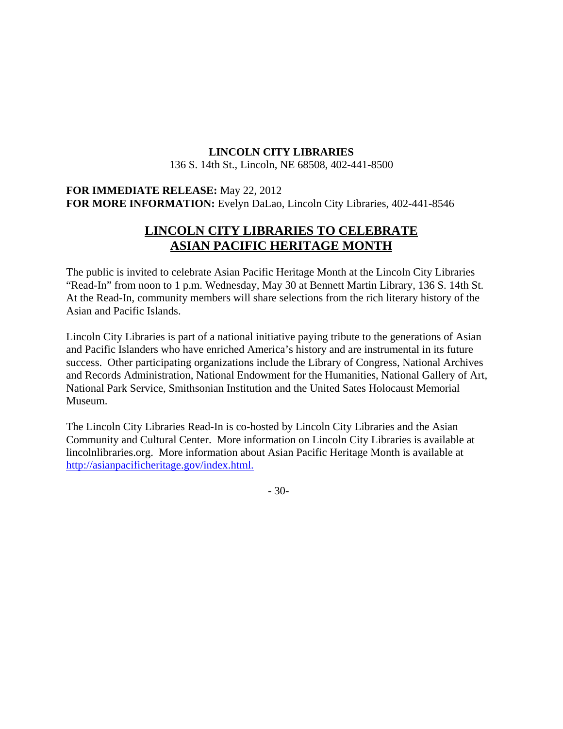**LINCOLN CITY LIBRARIES**

136 S. 14th St., Lincoln, NE 68508, 402-441-8500

**FOR IMMEDIATE RELEASE:** May 22, 2012
**FOR MORE INFORMATION:** Evelyn DaLao, Lincoln City Libraries, 402-441-8546

# LINCOLN CITY LIBRARIES TO CELEBRATE ASIAN PACIFIC HERITAGE MONTH

The public is invited to celebrate Asian Pacific Heritage Month at the Lincoln City Libraries "Read-In" from noon to 1 p.m. Wednesday, May 30 at Bennett Martin Library, 136 S. 14th St. At the Read-In, community members will share selections from the rich literary history of the Asian and Pacific Islands.

Lincoln City Libraries is part of a national initiative paying tribute to the generations of Asian and Pacific Islanders who have enriched America's history and are instrumental in its future success. Other participating organizations include the Library of Congress, National Archives and Records Administration, National Endowment for the Humanities, National Gallery of Art, National Park Service, Smithsonian Institution and the United Sates Holocaust Memorial Museum.

The Lincoln City Libraries Read-In is co-hosted by Lincoln City Libraries and the Asian Community and Cultural Center. More information on Lincoln City Libraries is available at lincolnlibraries.org. More information about Asian Pacific Heritage Month is available at http://asianpacificheritage.gov/index.html.

- 30-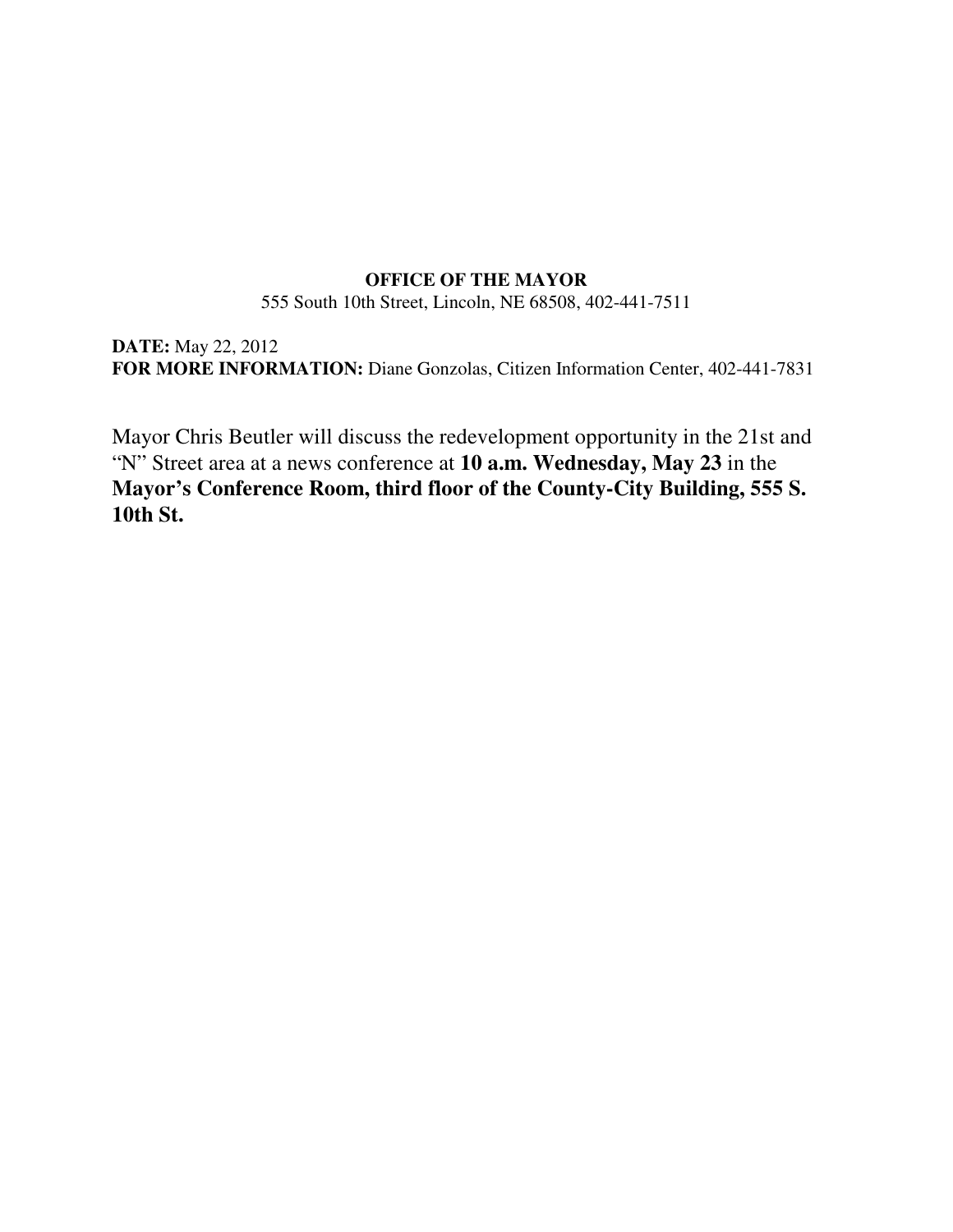**OFFICE OF THE MAYOR**
555 South 10th Street, Lincoln, NE 68508, 402-441-7511

**DATE:** May 22, 2012
**FOR MORE INFORMATION:** Diane Gonzolas, Citizen Information Center, 402-441-7831

Mayor Chris Beutler will discuss the redevelopment opportunity in the 21st and "N" Street area at a news conference at **10 a.m. Wednesday, May 23** in the **Mayor's Conference Room, third floor of the County-City Building, 555 S. 10th St.**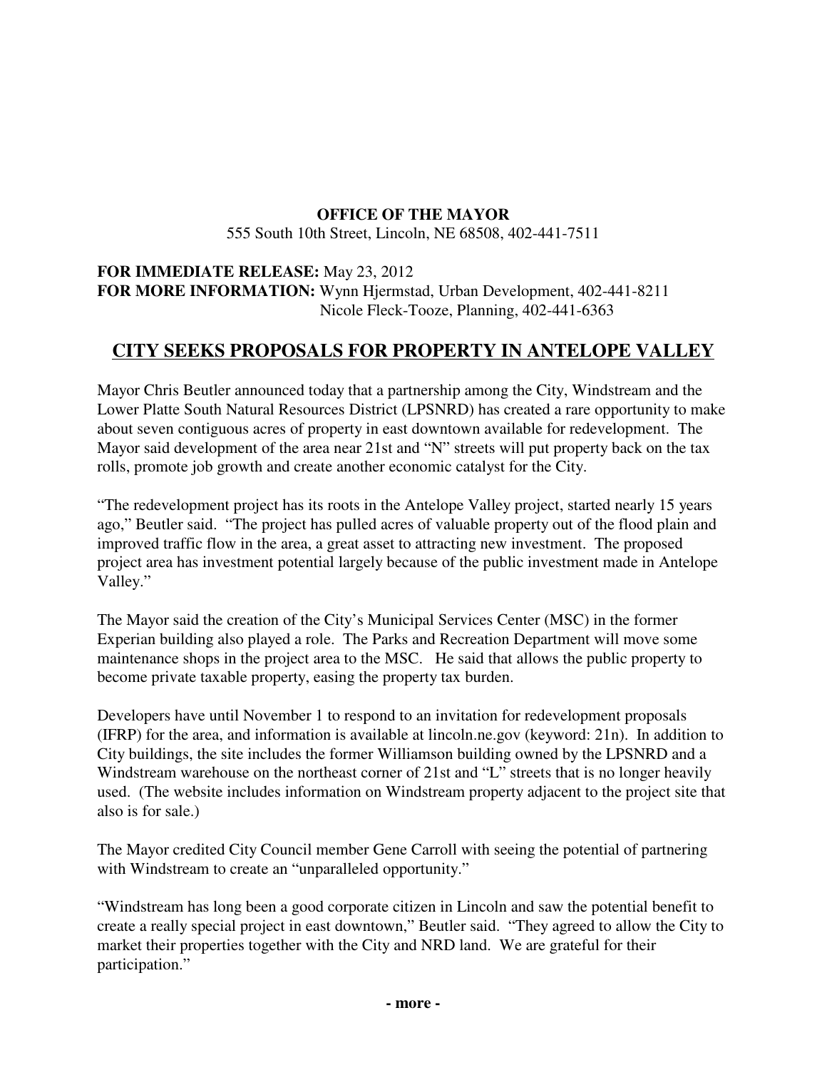**OFFICE OF THE MAYOR**
555 South 10th Street, Lincoln, NE 68508, 402-441-7511

**FOR IMMEDIATE RELEASE:** May 23, 2012
**FOR MORE INFORMATION:** Wynn Hjermstad, Urban Development, 402-441-8211
Nicole Fleck-Tooze, Planning, 402-441-6363

## CITY SEEKS PROPOSALS FOR PROPERTY IN ANTELOPE VALLEY

Mayor Chris Beutler announced today that a partnership among the City, Windstream and the Lower Platte South Natural Resources District (LPSNRD) has created a rare opportunity to make about seven contiguous acres of property in east downtown available for redevelopment. The Mayor said development of the area near 21st and "N" streets will put property back on the tax rolls, promote job growth and create another economic catalyst for the City.

"The redevelopment project has its roots in the Antelope Valley project, started nearly 15 years ago," Beutler said. "The project has pulled acres of valuable property out of the flood plain and improved traffic flow in the area, a great asset to attracting new investment. The proposed project area has investment potential largely because of the public investment made in Antelope Valley."

The Mayor said the creation of the City's Municipal Services Center (MSC) in the former Experian building also played a role. The Parks and Recreation Department will move some maintenance shops in the project area to the MSC. He said that allows the public property to become private taxable property, easing the property tax burden.

Developers have until November 1 to respond to an invitation for redevelopment proposals (IFRP) for the area, and information is available at lincoln.ne.gov (keyword: 21n). In addition to City buildings, the site includes the former Williamson building owned by the LPSNRD and a Windstream warehouse on the northeast corner of 21st and "L" streets that is no longer heavily used. (The website includes information on Windstream property adjacent to the project site that also is for sale.)

The Mayor credited City Council member Gene Carroll with seeing the potential of partnering with Windstream to create an "unparalleled opportunity."

"Windstream has long been a good corporate citizen in Lincoln and saw the potential benefit to create a really special project in east downtown," Beutler said. "They agreed to allow the City to market their properties together with the City and NRD land. We are grateful for their participation."

**- more -**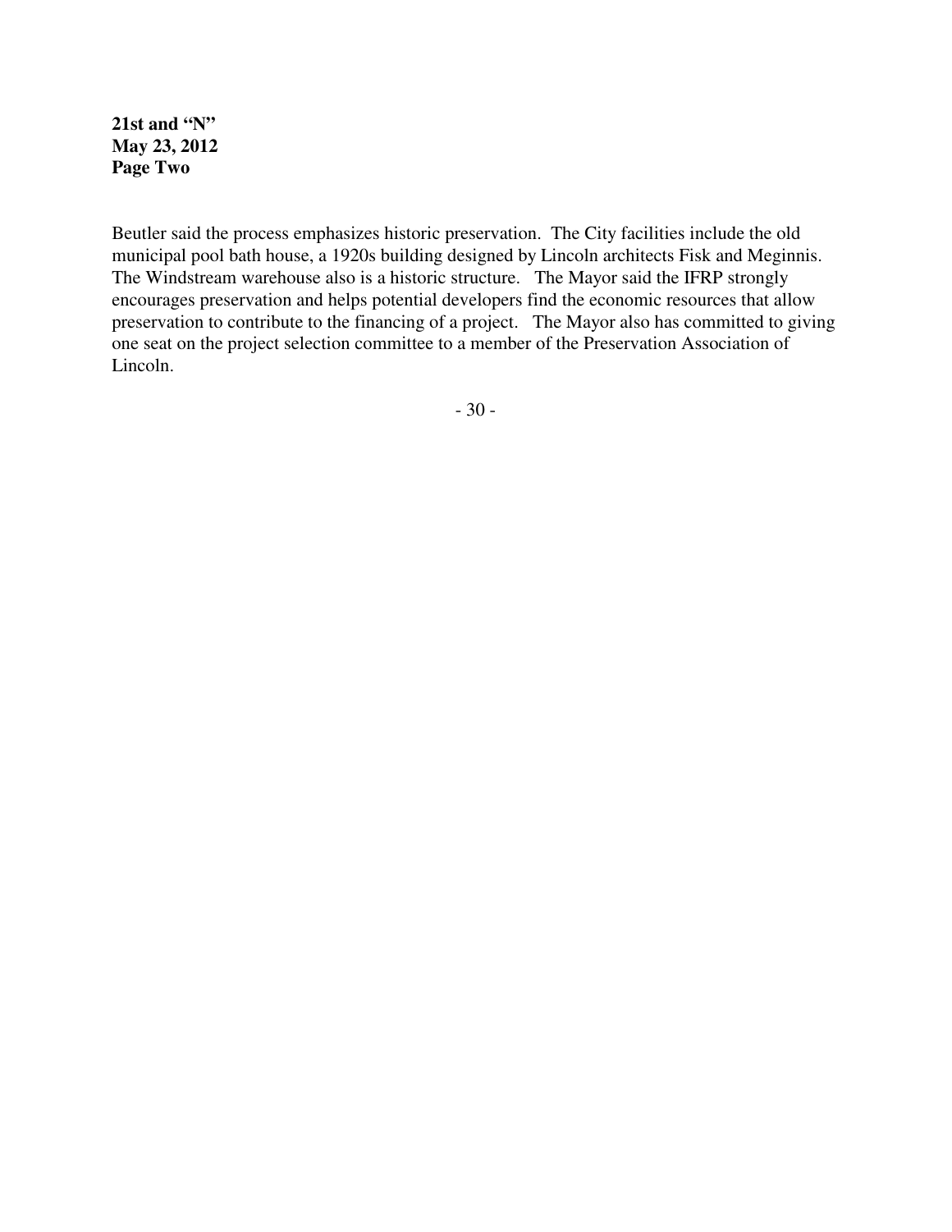Beutler said the process emphasizes historic preservation. The City facilities include the old municipal pool bath house, a 1920s building designed by Lincoln architects Fisk and Meginnis. The Windstream warehouse also is a historic structure. The Mayor said the IFRP strongly encourages preservation and helps potential developers find the economic resources that allow preservation to contribute to the financing of a project. The Mayor also has committed to giving one seat on the project selection committee to a member of the Preservation Association of Lincoln.

- 30 -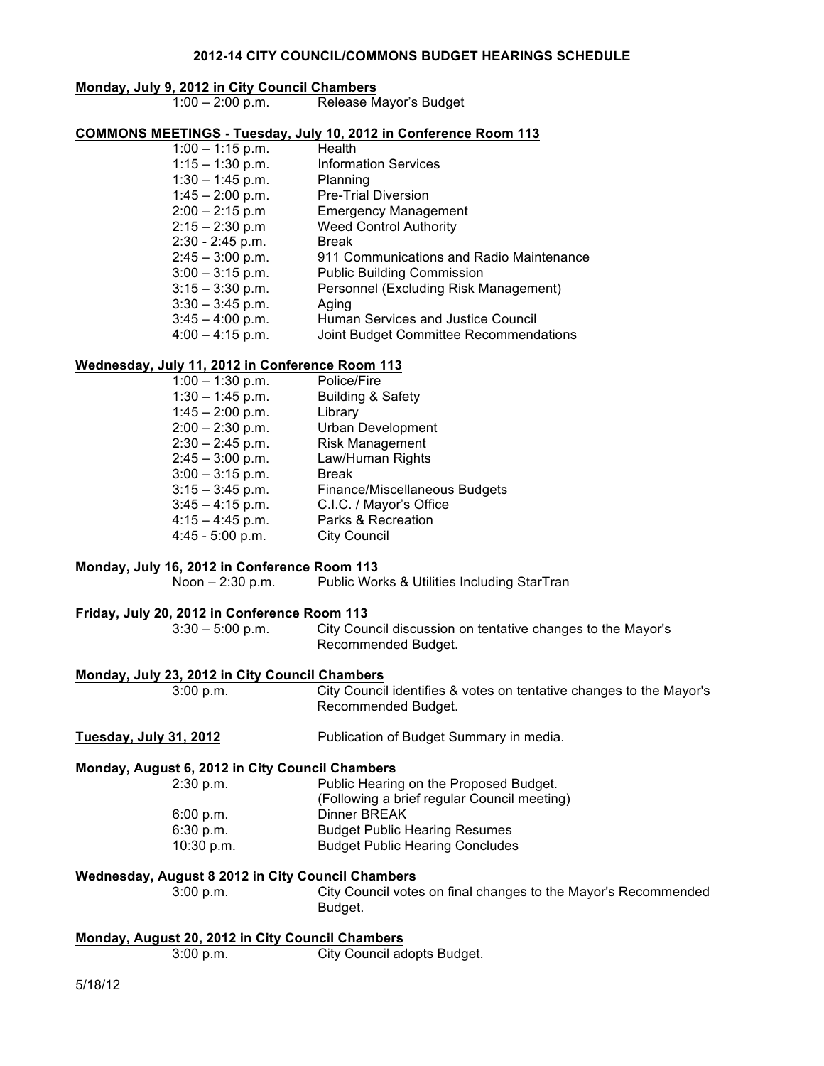## 2012-14 CITY COUNCIL/COMMONS BUDGET HEARINGS SCHEDULE

**Monday, July 9, 2012 in City Council Chambers**

| | |
|---|---|
| 1:00 – 2:00 p.m. | Release Mayor's Budget |

**COMMONS MEETINGS - Tuesday, July 10, 2012 in Conference Room 113**

| | |
|---|---|
| 1:00 – 1:15 p.m. | Health |
| 1:15 – 1:30 p.m. | Information Services |
| 1:30 – 1:45 p.m. | Planning |
| 1:45 – 2:00 p.m. | Pre-Trial Diversion |
| 2:00 – 2:15 p.m | Emergency Management |
| 2:15 – 2:30 p.m | Weed Control Authority |
| 2:30 - 2:45 p.m. | Break |
| 2:45 – 3:00 p.m. | 911 Communications and Radio Maintenance |
| 3:00 – 3:15 p.m. | Public Building Commission |
| 3:15 – 3:30 p.m. | Personnel (Excluding Risk Management) |
| 3:30 – 3:45 p.m. | Aging |
| 3:45 – 4:00 p.m. | Human Services and Justice Council |
| 4:00 – 4:15 p.m. | Joint Budget Committee Recommendations |

**Wednesday, July 11, 2012 in Conference Room 113**

| | |
|---|---|
| 1:00 – 1:30 p.m. | Police/Fire |
| 1:30 – 1:45 p.m. | Building & Safety |
| 1:45 – 2:00 p.m. | Library |
| 2:00 – 2:30 p.m. | Urban Development |
| 2:30 – 2:45 p.m. | Risk Management |
| 2:45 – 3:00 p.m. | Law/Human Rights |
| 3:00 – 3:15 p.m. | Break |
| 3:15 – 3:45 p.m. | Finance/Miscellaneous Budgets |
| 3:45 – 4:15 p.m. | C.I.C. / Mayor's Office |
| 4:15 – 4:45 p.m. | Parks & Recreation |
| 4:45 - 5:00 p.m. | City Council |

**Monday, July 16, 2012 in Conference Room 113**

| | |
|---|---|
| Noon – 2:30 p.m. | Public Works & Utilities Including StarTran |

**Friday, July 20, 2012 in Conference Room 113**

| | |
|---|---|
| 3:30 – 5:00 p.m. | City Council discussion on tentative changes to the Mayor's Recommended Budget. |

**Monday, July 23, 2012 in City Council Chambers**

| | |
|---|---|
| 3:00 p.m. | City Council identifies & votes on tentative changes to the Mayor's Recommended Budget. |

**Tuesday, July 31, 2012** Publication of Budget Summary in media.

**Monday, August 6, 2012 in City Council Chambers**

| | |
|---|---|
| 2:30 p.m. | Public Hearing on the Proposed Budget. (Following a brief regular Council meeting) |
| 6:00 p.m. | Dinner BREAK |
| 6:30 p.m. | Budget Public Hearing Resumes |
| 10:30 p.m. | Budget Public Hearing Concludes |

**Wednesday, August 8 2012 in City Council Chambers**

| | |
|---|---|
| 3:00 p.m. | City Council votes on final changes to the Mayor's Recommended Budget. |

**Monday, August 20, 2012 in City Council Chambers**

| | |
|---|---|
| 3:00 p.m. | City Council adopts Budget. |

5/18/12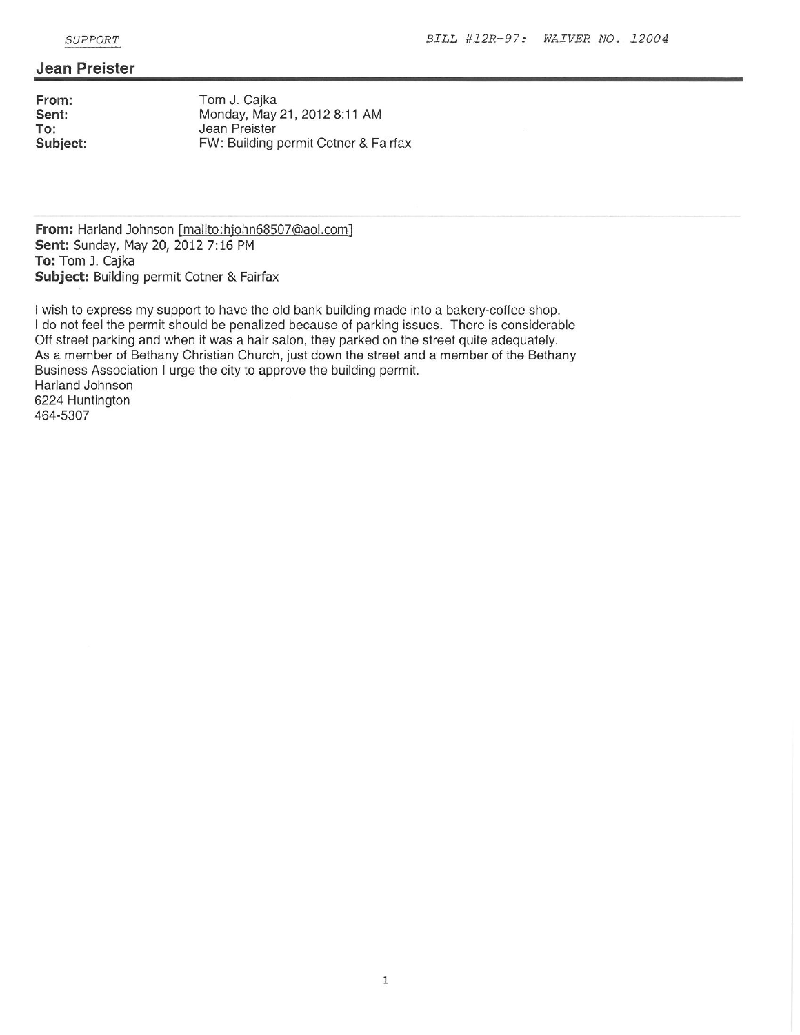SUPPORT BILL #12R-97: WAIVER NO. 12004

## Jean Preister

**From:** Tom J. Cajka
**Sent:** Monday, May 21, 2012 8:11 AM
**To:** Jean Preister
**Subject:** FW: Building permit Cotner & Fairfax

**From:** Harland Johnson [mailto:hjohn68507@aol.com]
**Sent:** Sunday, May 20, 2012 7:16 PM
**To:** Tom J. Cajka
**Subject:** Building permit Cotner & Fairfax

I wish to express my support to have the old bank building made into a bakery-coffee shop.
I do not feel the permit should be penalized because of parking issues. There is considerable Off street parking and when it was a hair salon, they parked on the street quite adequately.
As a member of Bethany Christian Church, just down the street and a member of the Bethany Business Association I urge the city to approve the building permit.
Harland Johnson
6224 Huntington
464-5307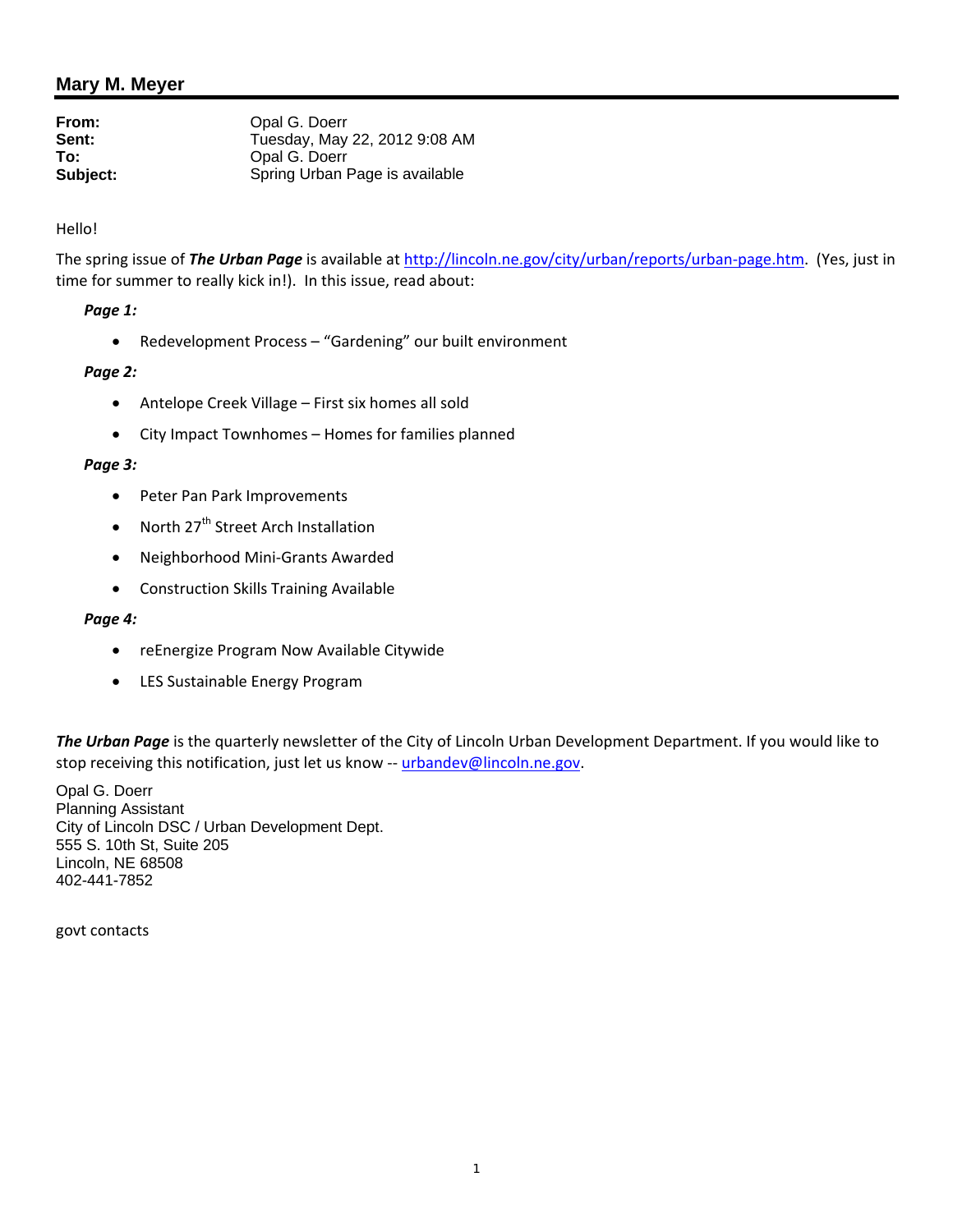## Mary M. Meyer

**From:** Opal G. Doerr
**Sent:** Tuesday, May 22, 2012 9:08 AM
**To:** Opal G. Doerr
**Subject:** Spring Urban Page is available

Hello!

The spring issue of ***The Urban Page*** is available at http://lincoln.ne.gov/city/urban/reports/urban-page.htm. (Yes, just in time for summer to really kick in!). In this issue, read about:

***Page 1:***

- Redevelopment Process – "Gardening" our built environment

***Page 2:***

- Antelope Creek Village – First six homes all sold
- City Impact Townhomes – Homes for families planned

***Page 3:***

- Peter Pan Park Improvements
- North 27th Street Arch Installation
- Neighborhood Mini-Grants Awarded
- Construction Skills Training Available

***Page 4:***

- reEnergize Program Now Available Citywide
- LES Sustainable Energy Program

***The Urban Page*** is the quarterly newsletter of the City of Lincoln Urban Development Department. If you would like to stop receiving this notification, just let us know -- urbandev@lincoln.ne.gov.

Opal G. Doerr
Planning Assistant
City of Lincoln DSC / Urban Development Dept.
555 S. 10th St, Suite 205
Lincoln, NE 68508
402-441-7852

govt contacts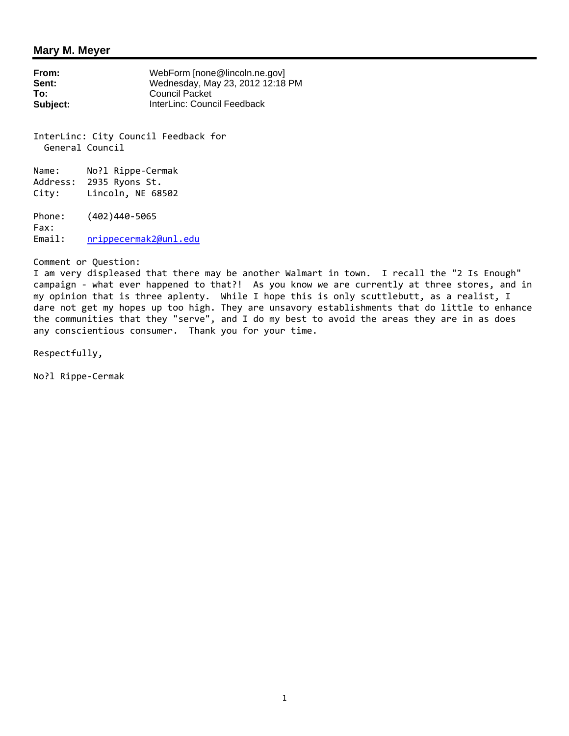## Mary M. Meyer

**From:** WebForm [none@lincoln.ne.gov]
**Sent:** Wednesday, May 23, 2012 12:18 PM
**To:** Council Packet
**Subject:** InterLinc: Council Feedback

InterLinc: City Council Feedback for
General Council

Name: No?l Rippe-Cermak
Address: 2935 Ryons St.
City: Lincoln, NE 68502

Phone: (402)440-5065
Fax:
Email: nrippecermak2@unl.edu

Comment or Question:
I am very displeased that there may be another Walmart in town. I recall the "2 Is Enough" campaign - what ever happened to that?! As you know we are currently at three stores, and in my opinion that is three aplenty. While I hope this is only scuttlebutt, as a realist, I dare not get my hopes up too high. They are unsavory establishments that do little to enhance the communities that they "serve", and I do my best to avoid the areas they are in as does any conscientious consumer. Thank you for your time.

Respectfully,

No?l Rippe-Cermak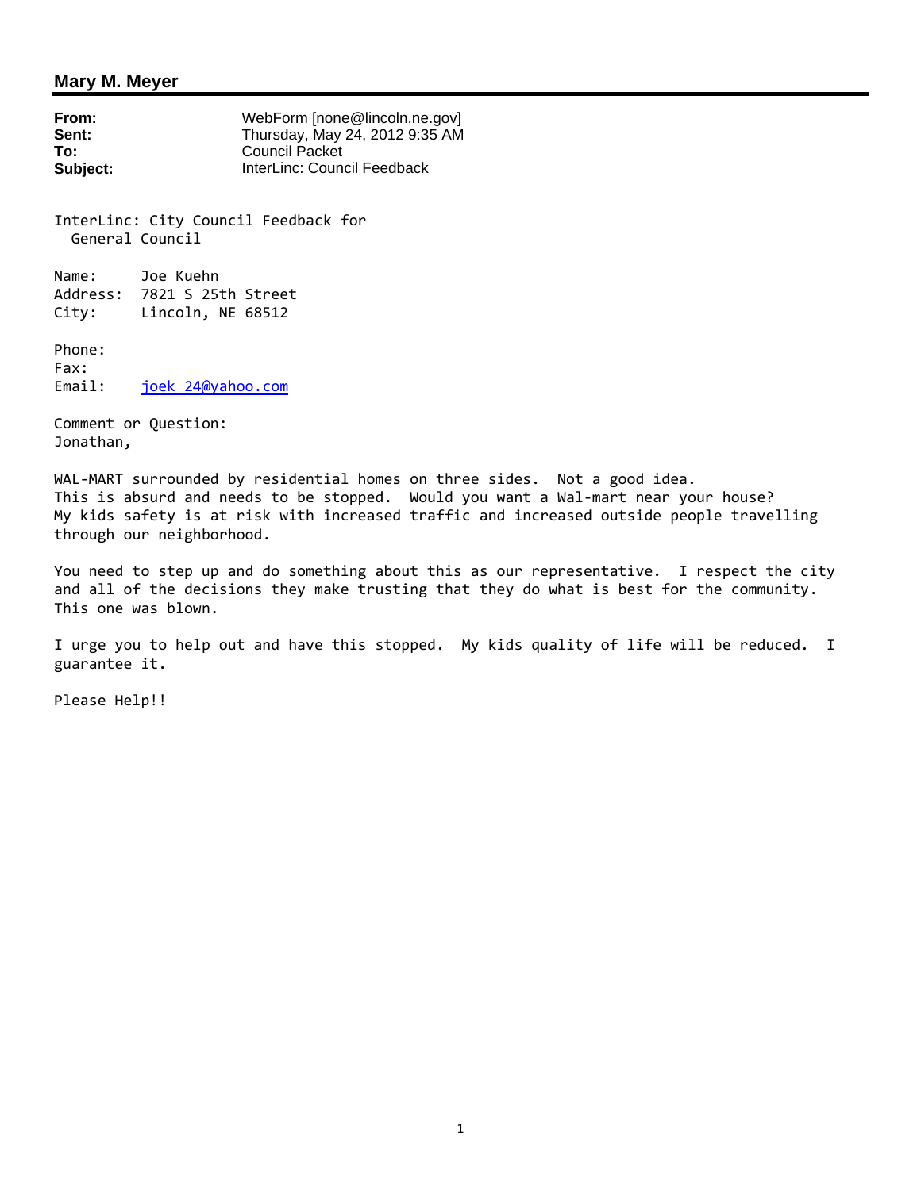**Mary M. Meyer**

| | |
|---|---|
| **From:** | WebForm [none@lincoln.ne.gov] |
| **Sent:** | Thursday, May 24, 2012 9:35 AM |
| **To:** | Council Packet |
| **Subject:** | InterLinc: Council Feedback |

InterLinc: City Council Feedback for
General Council

Name: Joe Kuehn
Address: 7821 S 25th Street
City: Lincoln, NE 68512

Phone:
Fax:
Email: joek_24@yahoo.com

Comment or Question:
Jonathan,

WAL-MART surrounded by residential homes on three sides. Not a good idea.
This is absurd and needs to be stopped. Would you want a Wal-mart near your house?
My kids safety is at risk with increased traffic and increased outside people travelling through our neighborhood.

You need to step up and do something about this as our representative. I respect the city and all of the decisions they make trusting that they do what is best for the community.
This one was blown.

I urge you to help out and have this stopped. My kids quality of life will be reduced. I guarantee it.

Please Help!!